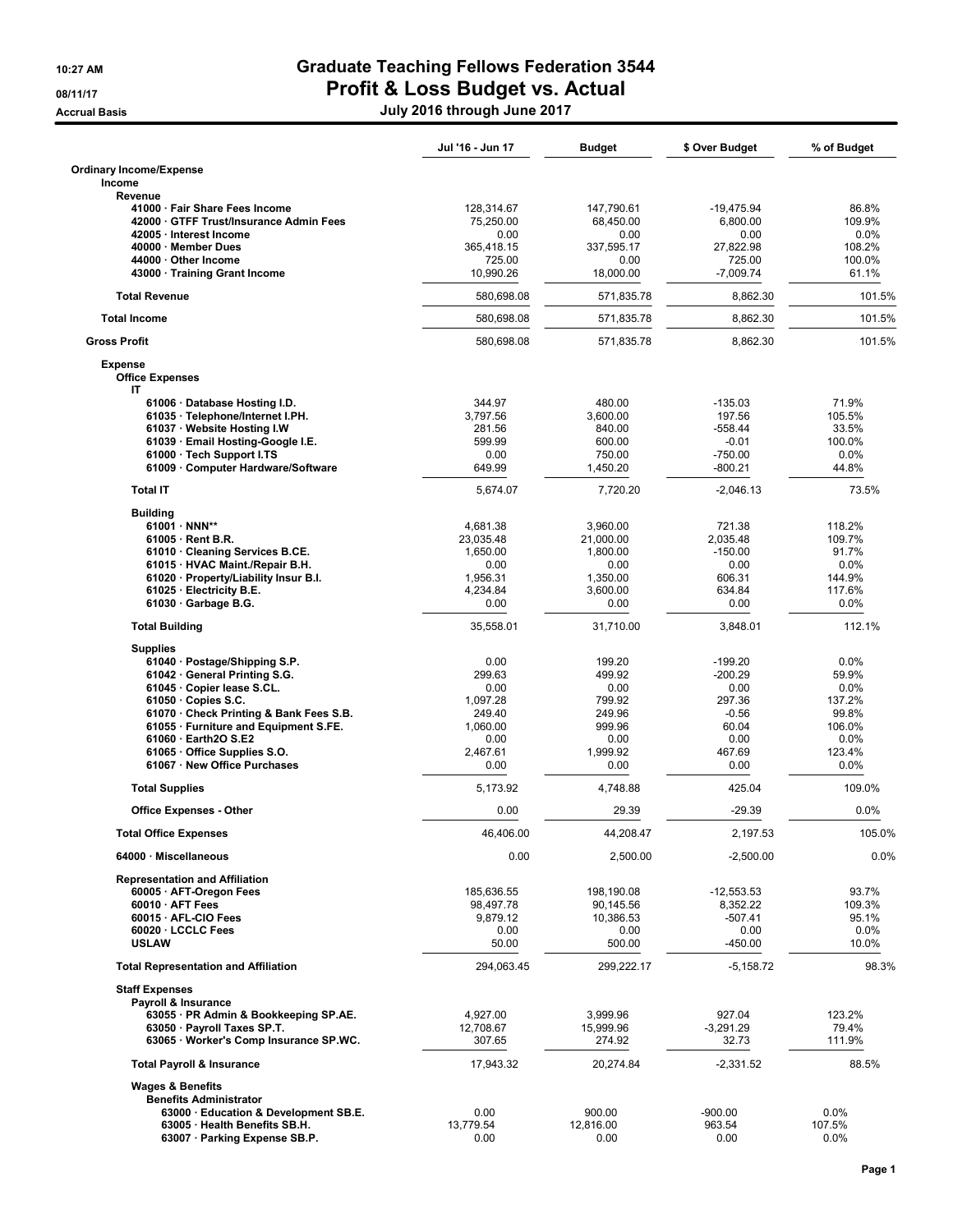# Graduate Teaching Fellows Federation 3544

## Profit & Loss Budget vs. Actual

**10:27 AM**
**08/11/17**
**Accrual Basis**

**July 2016 through June 2017**

| | Jul '16 - Jun 17 | Budget | $ Over Budget | % of Budget |
|---|---|---|---|---|
| **Ordinary Income/Expense** | | | | |
| **Income** | | | | |
| **Revenue** | | | | |
| 41000 · Fair Share Fees Income | 128,314.67 | 147,790.61 | -19,475.94 | 86.8% |
| 42000 · GTFF Trust/Insurance Admin Fees | 75,250.00 | 68,450.00 | 6,800.00 | 109.9% |
| 42005 · Interest Income | 0.00 | 0.00 | 0.00 | 0.0% |
| 40000 · Member Dues | 365,418.15 | 337,595.17 | 27,822.98 | 108.2% |
| 44000 · Other Income | 725.00 | 0.00 | 725.00 | 100.0% |
| 43000 · Training Grant Income | 10,990.26 | 18,000.00 | -7,009.74 | 61.1% |
| **Total Revenue** | 580,698.08 | 571,835.78 | 8,862.30 | 101.5% |
| **Total Income** | 580,698.08 | 571,835.78 | 8,862.30 | 101.5% |
| **Gross Profit** | 580,698.08 | 571,835.78 | 8,862.30 | 101.5% |
| **Expense** | | | | |
| **Office Expenses** | | | | |
| **IT** | | | | |
| 61006 · Database Hosting I.D. | 344.97 | 480.00 | -135.03 | 71.9% |
| 61035 · Telephone/Internet I.PH. | 3,797.56 | 3,600.00 | 197.56 | 105.5% |
| 61037 · Website Hosting I.W | 281.56 | 840.00 | -558.44 | 33.5% |
| 61039 · Email Hosting-Google I.E. | 599.99 | 600.00 | -0.01 | 100.0% |
| 61000 · Tech Support I.TS | 0.00 | 750.00 | -750.00 | 0.0% |
| 61009 · Computer Hardware/Software | 649.99 | 1,450.20 | -800.21 | 44.8% |
| **Total IT** | 5,674.07 | 7,720.20 | -2,046.13 | 73.5% |
| **Building** | | | | |
| 61001 · NNN** | 4,681.38 | 3,960.00 | 721.38 | 118.2% |
| 61005 · Rent B.R. | 23,035.48 | 21,000.00 | 2,035.48 | 109.7% |
| 61010 · Cleaning Services B.CE. | 1,650.00 | 1,800.00 | -150.00 | 91.7% |
| 61015 · HVAC Maint./Repair B.H. | 0.00 | 0.00 | 0.00 | 0.0% |
| 61020 · Property/Liability Insur B.I. | 1,956.31 | 1,350.00 | 606.31 | 144.9% |
| 61025 · Electricity B.E. | 4,234.84 | 3,600.00 | 634.84 | 117.6% |
| 61030 · Garbage B.G. | 0.00 | 0.00 | 0.00 | 0.0% |
| **Total Building** | 35,558.01 | 31,710.00 | 3,848.01 | 112.1% |
| **Supplies** | | | | |
| 61040 · Postage/Shipping S.P. | 0.00 | 199.20 | -199.20 | 0.0% |
| 61042 · General Printing S.G. | 299.63 | 499.92 | -200.29 | 59.9% |
| 61045 · Copier lease S.CL. | 0.00 | 0.00 | 0.00 | 0.0% |
| 61050 · Copies S.C. | 1,097.28 | 799.92 | 297.36 | 137.2% |
| 61070 · Check Printing & Bank Fees S.B. | 249.40 | 249.96 | -0.56 | 99.8% |
| 61055 · Furniture and Equipment S.FE. | 1,060.00 | 999.96 | 60.04 | 106.0% |
| 61060 · Earth2O S.E2 | 0.00 | 0.00 | 0.00 | 0.0% |
| 61065 · Office Supplies S.O. | 2,467.61 | 1,999.92 | 467.69 | 123.4% |
| 61067 · New Office Purchases | 0.00 | 0.00 | 0.00 | 0.0% |
| **Total Supplies** | 5,173.92 | 4,748.88 | 425.04 | 109.0% |
| **Office Expenses - Other** | 0.00 | 29.39 | -29.39 | 0.0% |
| **Total Office Expenses** | 46,406.00 | 44,208.47 | 2,197.53 | 105.0% |
| **64000 · Miscellaneous** | 0.00 | 2,500.00 | -2,500.00 | 0.0% |
| **Representation and Affiliation** | | | | |
| 60005 · AFT-Oregon Fees | 185,636.55 | 198,190.08 | -12,553.53 | 93.7% |
| 60010 · AFT Fees | 98,497.78 | 90,145.56 | 8,352.22 | 109.3% |
| 60015 · AFL-CIO Fees | 9,879.12 | 10,386.53 | -507.41 | 95.1% |
| 60020 · LCCLC Fees | 0.00 | 0.00 | 0.00 | 0.0% |
| USLAW | 50.00 | 500.00 | -450.00 | 10.0% |
| **Total Representation and Affiliation** | 294,063.45 | 299,222.17 | -5,158.72 | 98.3% |
| **Staff Expenses** | | | | |
| **Payroll & Insurance** | | | | |
| 63055 · PR Admin & Bookkeeping SP.AE. | 4,927.00 | 3,999.96 | 927.04 | 123.2% |
| 63050 · Payroll Taxes SP.T. | 12,708.67 | 15,999.96 | -3,291.29 | 79.4% |
| 63065 · Worker's Comp Insurance SP.WC. | 307.65 | 274.92 | 32.73 | 111.9% |
| **Total Payroll & Insurance** | 17,943.32 | 20,274.84 | -2,331.52 | 88.5% |
| **Wages & Benefits** | | | | |
| **Benefits Administrator** | | | | |
| 63000 · Education & Development SB.E. | 0.00 | 900.00 | -900.00 | 0.0% |
| 63005 · Health Benefits SB.H. | 13,779.54 | 12,816.00 | 963.54 | 107.5% |
| 63007 · Parking Expense SB.P. | 0.00 | 0.00 | 0.00 | 0.0% |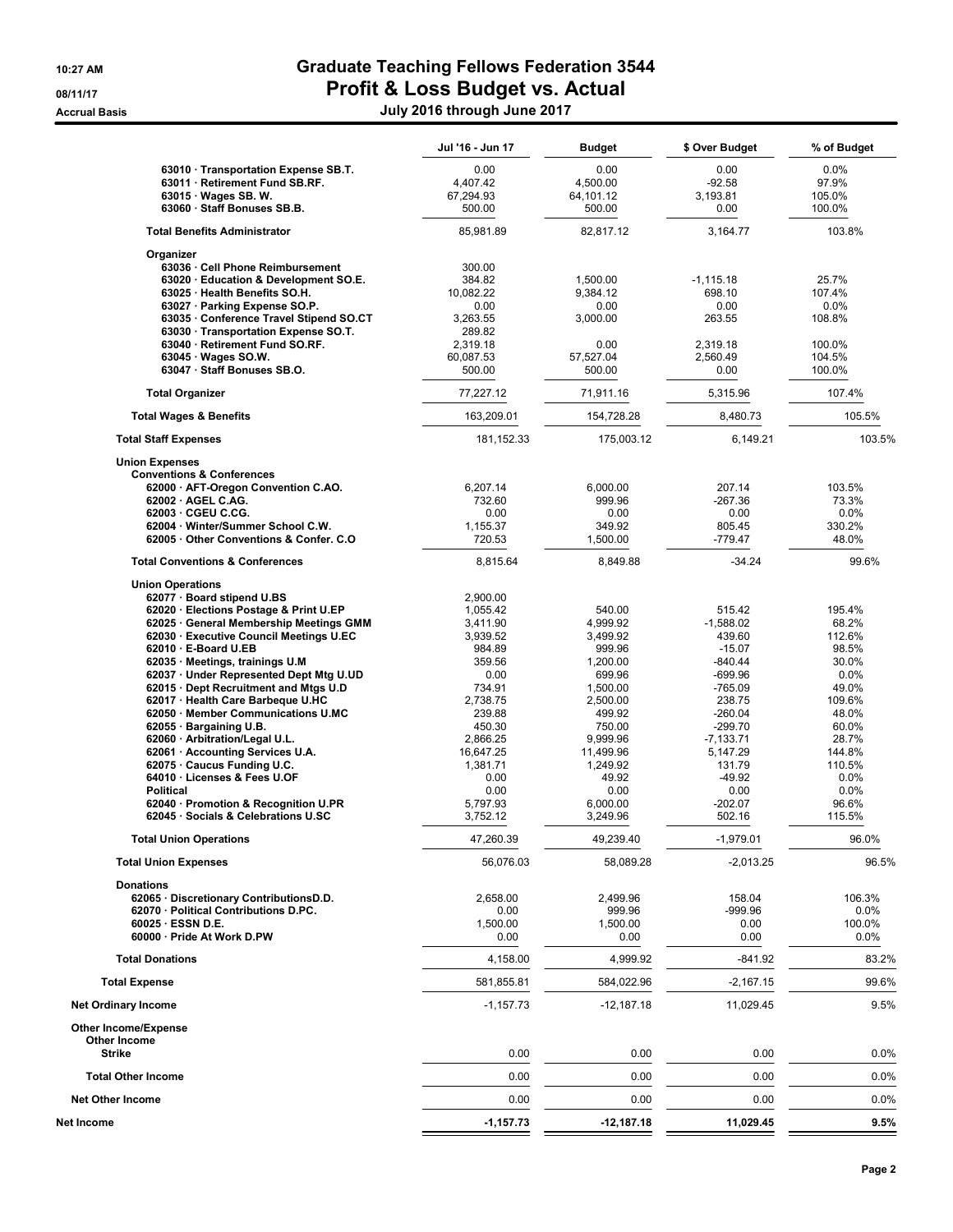# Graduate Teaching Fellows Federation 3544

## Profit & Loss Budget vs. Actual

10:27 AM
08/11/17
Accrual Basis

July 2016 through June 2017

| | Jul '16 - Jun 17 | Budget | $ Over Budget | % of Budget |
|---|---|---|---|---|
| 63010 · Transportation Expense SB.T. | 0.00 | 0.00 | 0.00 | 0.0% |
| 63011 · Retirement Fund SB.RF. | 4,407.42 | 4,500.00 | -92.58 | 97.9% |
| 63015 · Wages SB. W. | 67,294.93 | 64,101.12 | 3,193.81 | 105.0% |
| 63060 · Staff Bonuses SB.B. | 500.00 | 500.00 | 0.00 | 100.0% |
| **Total Benefits Administrator** | 85,981.89 | 82,817.12 | 3,164.77 | 103.8% |
| Organizer | | | | |
| 63036 · Cell Phone Reimbursement | 300.00 | | | |
| 63020 · Education & Development SO.E. | 384.82 | 1,500.00 | -1,115.18 | 25.7% |
| 63025 · Health Benefits SO.H. | 10,082.22 | 9,384.12 | 698.10 | 107.4% |
| 63027 · Parking Expense SO.P. | 0.00 | 0.00 | 0.00 | 0.0% |
| 63035 · Conference Travel Stipend SO.CT | 3,263.55 | 3,000.00 | 263.55 | 108.8% |
| 63030 · Transportation Expense SO.T. | 289.82 | | | |
| 63040 · Retirement Fund SO.RF. | 2,319.18 | 0.00 | 2,319.18 | 100.0% |
| 63045 · Wages SO.W. | 60,087.53 | 57,527.04 | 2,560.49 | 104.5% |
| 63047 · Staff Bonuses SB.O. | 500.00 | 500.00 | 0.00 | 100.0% |
| **Total Organizer** | 77,227.12 | 71,911.16 | 5,315.96 | 107.4% |
| **Total Wages & Benefits** | 163,209.01 | 154,728.28 | 8,480.73 | 105.5% |
| **Total Staff Expenses** | 181,152.33 | 175,003.12 | 6,149.21 | 103.5% |
| **Union Expenses** | | | | |
| **Conventions & Conferences** | | | | |
| 62000 · AFT-Oregon Convention C.AO. | 6,207.14 | 6,000.00 | 207.14 | 103.5% |
| 62002 · AGEL C.AG. | 732.60 | 999.96 | -267.36 | 73.3% |
| 62003 · CGEU C.CG. | 0.00 | 0.00 | 0.00 | 0.0% |
| 62004 · Winter/Summer School C.W. | 1,155.37 | 349.92 | 805.45 | 330.2% |
| 62005 · Other Conventions & Confer. C.O | 720.53 | 1,500.00 | -779.47 | 48.0% |
| **Total Conventions & Conferences** | 8,815.64 | 8,849.88 | -34.24 | 99.6% |
| **Union Operations** | | | | |
| 62077 · Board stipend U.BS | 2,900.00 | | | |
| 62020 · Elections Postage & Print U.EP | 1,055.42 | 540.00 | 515.42 | 195.4% |
| 62025 · General Membership Meetings GMM | 3,411.90 | 4,999.92 | -1,588.02 | 68.2% |
| 62030 · Executive Council Meetings U.EC | 3,939.52 | 3,499.92 | 439.60 | 112.6% |
| 62010 · E-Board U.EB | 984.89 | 999.96 | -15.07 | 98.5% |
| 62035 · Meetings, trainings U.M | 359.56 | 1,200.00 | -840.44 | 30.0% |
| 62037 · Under Represented Dept Mtg U.UD | 0.00 | 699.96 | -699.96 | 0.0% |
| 62015 · Dept Recruitment and Mtgs U.D | 734.91 | 1,500.00 | -765.09 | 49.0% |
| 62017 · Health Care Barbeque U.HC | 2,738.75 | 2,500.00 | 238.75 | 109.6% |
| 62050 · Member Communications U.MC | 239.88 | 499.92 | -260.04 | 48.0% |
| 62055 · Bargaining U.B. | 450.30 | 750.00 | -299.70 | 60.0% |
| 62060 · Arbitration/Legal U.L. | 2,866.25 | 9,999.96 | -7,133.71 | 28.7% |
| 62061 · Accounting Services U.A. | 16,647.25 | 11,499.96 | 5,147.29 | 144.8% |
| 62075 · Caucus Funding U.C. | 1,381.71 | 1,249.92 | 131.79 | 110.5% |
| 64010 · Licenses & Fees U.OF | 0.00 | 49.92 | -49.92 | 0.0% |
| Political | 0.00 | 0.00 | 0.00 | 0.0% |
| 62040 · Promotion & Recognition U.PR | 5,797.93 | 6,000.00 | -202.07 | 96.6% |
| 62045 · Socials & Celebrations U.SC | 3,752.12 | 3,249.96 | 502.16 | 115.5% |
| **Total Union Operations** | 47,260.39 | 49,239.40 | -1,979.01 | 96.0% |
| **Total Union Expenses** | 56,076.03 | 58,089.28 | -2,013.25 | 96.5% |
| **Donations** | | | | |
| 62065 · Discretionary ContributionsD.D. | 2,658.00 | 2,499.96 | 158.04 | 106.3% |
| 62070 · Political Contributions D.PC. | 0.00 | 999.96 | -999.96 | 0.0% |
| 60025 · ESSN D.E. | 1,500.00 | 1,500.00 | 0.00 | 100.0% |
| 60000 · Pride At Work D.PW | 0.00 | 0.00 | 0.00 | 0.0% |
| **Total Donations** | 4,158.00 | 4,999.92 | -841.92 | 83.2% |
| **Total Expense** | 581,855.81 | 584,022.96 | -2,167.15 | 99.6% |
| **Net Ordinary Income** | -1,157.73 | -12,187.18 | 11,029.45 | 9.5% |
| **Other Income/Expense** | | | | |
| **Other Income** | | | | |
| **Strike** | 0.00 | 0.00 | 0.00 | 0.0% |
| **Total Other Income** | 0.00 | 0.00 | 0.00 | 0.0% |
| **Net Other Income** | 0.00 | 0.00 | 0.00 | 0.0% |
| **Net Income** | **-1,157.73** | **-12,187.18** | **11,029.45** | **9.5%** |